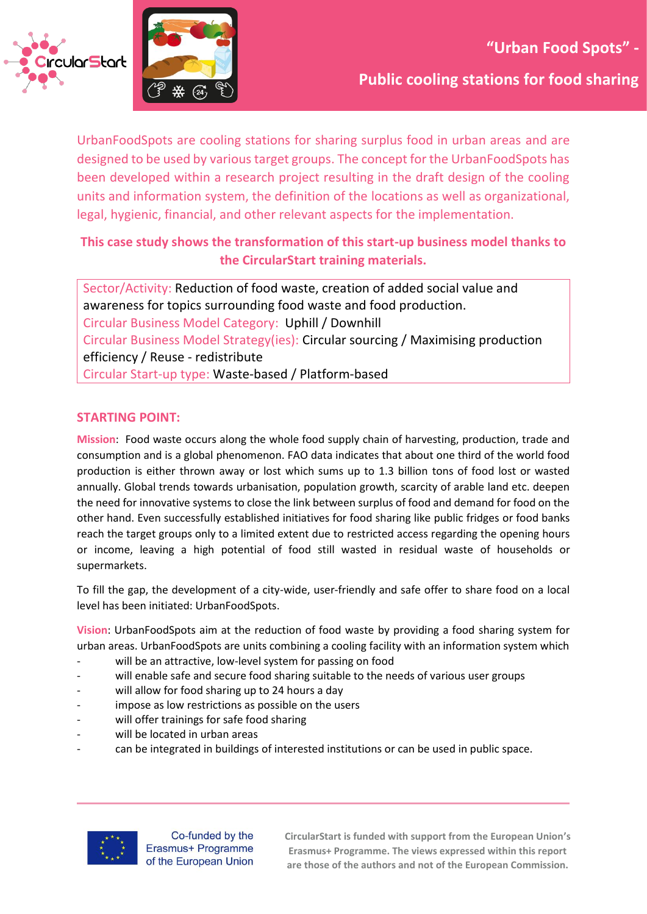# "Urban Food Spots" - Public cooling stations for food sharing

UrbanFoodSpots are cooling stations for sharing surplus food in urban areas and are designed to be used by various target groups. The concept for the UrbanFoodSpots has been developed within a research project resulting in the draft design of the cooling units and information system, the definition of the locations as well as organizational, legal, hygienic, financial, and other relevant aspects for the implementation.

**This case study shows the transformation of this start-up business model thanks to the CircularStart training materials.**

Sector/Activity: Reduction of food waste, creation of added social value and awareness for topics surrounding food waste and food production.
Circular Business Model Category: Uphill / Downhill
Circular Business Model Strategy(ies): Circular sourcing / Maximising production efficiency / Reuse - redistribute
Circular Start-up type: Waste-based / Platform-based

## STARTING POINT:

**Mission**: Food waste occurs along the whole food supply chain of harvesting, production, trade and consumption and is a global phenomenon. FAO data indicates that about one third of the world food production is either thrown away or lost which sums up to 1.3 billion tons of food lost or wasted annually. Global trends towards urbanisation, population growth, scarcity of arable land etc. deepen the need for innovative systems to close the link between surplus of food and demand for food on the other hand. Even successfully established initiatives for food sharing like public fridges or food banks reach the target groups only to a limited extent due to restricted access regarding the opening hours or income, leaving a high potential of food still wasted in residual waste of households or supermarkets.

To fill the gap, the development of a city-wide, user-friendly and safe offer to share food on a local level has been initiated: UrbanFoodSpots.

**Vision**: UrbanFoodSpots aim at the reduction of food waste by providing a food sharing system for urban areas. UrbanFoodSpots are units combining a cooling facility with an information system which

- will be an attractive, low-level system for passing on food
- will enable safe and secure food sharing suitable to the needs of various user groups
- will allow for food sharing up to 24 hours a day
- impose as low restrictions as possible on the users
- will offer trainings for safe food sharing
- will be located in urban areas
- can be integrated in buildings of interested institutions or can be used in public space.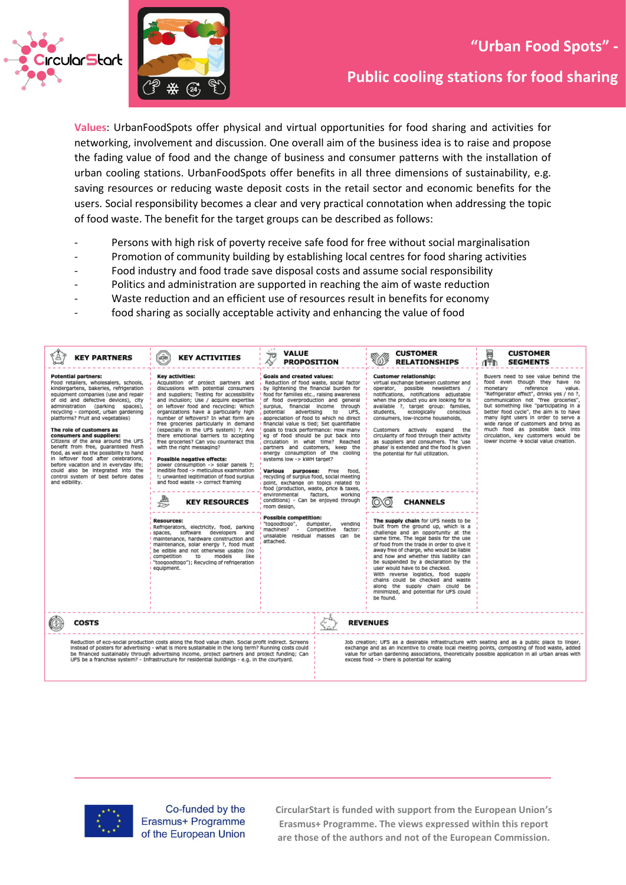# "Urban Food Spots" - Public cooling stations for food sharing

**Values**: UrbanFoodSpots offer physical and virtual opportunities for food sharing and activities for networking, involvement and discussion. One overall aim of the business idea is to raise and propose the fading value of food and the change of business and consumer patterns with the installation of urban cooling stations. UrbanFoodSpots offer benefits in all three dimensions of sustainability, e.g. saving resources or reducing waste deposit costs in the retail sector and economic benefits for the users. Social responsibility becomes a clear and very practical connotation when addressing the topic of food waste. The benefit for the target groups can be described as follows:

- Persons with high risk of poverty receive safe food for free without social marginalisation
- Promotion of community building by establishing local centres for food sharing activities
- Food industry and food trade save disposal costs and assume social responsibility
- Politics and administration are supported in reaching the aim of waste reduction
- Waste reduction and an efficient use of resources result in benefits for economy
- food sharing as socially acceptable activity and enhancing the value of food

## KEY PARTNERS

**Potential partners:**
Food retailers, wholesalers, schools, kindergartens, bakeries, refrigeration equipment companies (use and repair of old and defective devices), city administration (parking spaces), recycling - compost, urban gardening platforms? Fruit and vegetables)

**The role of customers as consumers and suppliers:**
Citizens of the area around the UFS benefit from free, guaranteed fresh food, as well as the possibility to hand in leftover food after celebrations, before vacation and in everyday life; could also be integrated into the control system of best before dates and edibility.

## KEY ACTIVITIES

**Key activities:**
Acquisition of project partners and discussions with potential consumers and suppliers; Testing for accessibility and inclusion; Use / acquire expertise on leftover food and recycling: Which organizations have a particularly high number of leftovers? In what form are free groceries particularly in demand (especially in the UFS system) ?; Are there emotional barriers to accepting free groceries? Can you counteract this with the right messaging?

**Possible negative effects:**
power consumption -> solar panels ?; inedible food -> meticulous examination !; unwanted legitimation of food surplus and food waste -> correct framing

## KEY RESOURCES

**Resources:**
Refrigerators, electricity, food, parking spaces, software developers and maintenance, hardware construction and maintenance, solar energy ?, food must be edible and not otherwise usable (no competition to models like "toogoodtogo"); Recycling of refrigeration equipment.

## VALUE PROPOSITION

**Goals and created values:**
Reduction of food waste, social factor by lightening the financial burden for food for families etc., raising awareness of food overproduction and general surplus, financial income through potential advertising to UFS, appreciation of food to which no direct financial value is tied; Set quantifiable goals to track performance: How many kg of food should be put back into circulation in what time? Reached partners and customers, keep the energy consumption of the cooling systems low -> kWH target?

**Various purposes:** Free food, recycling of surplus food, social meeting point, exchange on topics related to food (production, waste, price & taxes, environmental factors, working conditions) - Can be enjoyed through room design,

**Possible competition:**
"togoodtogo", dumpster, vending machines? - Competitive factor: unsalable residual masses can be attached.

## CUSTOMER RELATIONSHIPS

**Customer relationship:**
virtual exchange between customer and operator, possible newsletters / notifications, notifications adjustable when the product you are looking for is available ?, target group: families, students, ecologically conscious consumers, low-income households,

Customers actively expand the circularity of food through their activity as suppliers and consumers. The 'use phase' is extended and the food is given the potential for full utilization.

## CHANNELS

**The supply chain** for UFS needs to be built from the ground up, which is a challenge and an opportunity at the same time. The legal basis for the use of food from the trade in order to give it away free of charge, who would be liable and how and whether this liability can be suspended by a declaration by the user would have to be checked.
With reverse logistics, food supply chains could be checked and waste along the supply chain could be minimized, and potential for UFS could be found.

## CUSTOMER SEGMENTS

Buyers need to see value behind the food even though they have no monetary reference value. "Refrigerator effect", drinks yes / no ?, communication not "free groceries", but something like "participating in a better food cycle", the aim is to have many light users in order to serve a wide range of customers and bring as much food as possible back into circulation, key customers would be lower income → social value creation.

## COSTS

Reduction of eco-social production costs along the food value chain. Social profit indirect. Screens instead of posters for advertising - what is more sustainable in the long term? Running costs could be financed sustainably through advertising income, project partners and project funding; Can UFS be a franchise system? - Infrastructure for residential buildings - e.g. in the courtyard.

## REVENUES

Job creation; UFS as a desirable infrastructure with seating and as a public place to linger, exchange and as an incentive to create local meeting points, composting of food waste, added value for urban gardening associations, theoretically possible application in all urban areas with excess food -> there is potential for scaling

Co-funded by the Erasmus+ Programme of the European Union

CircularStart is funded with support from the European Union's Erasmus+ Programme. The views expressed within this report are those of the authors and not of the European Commission.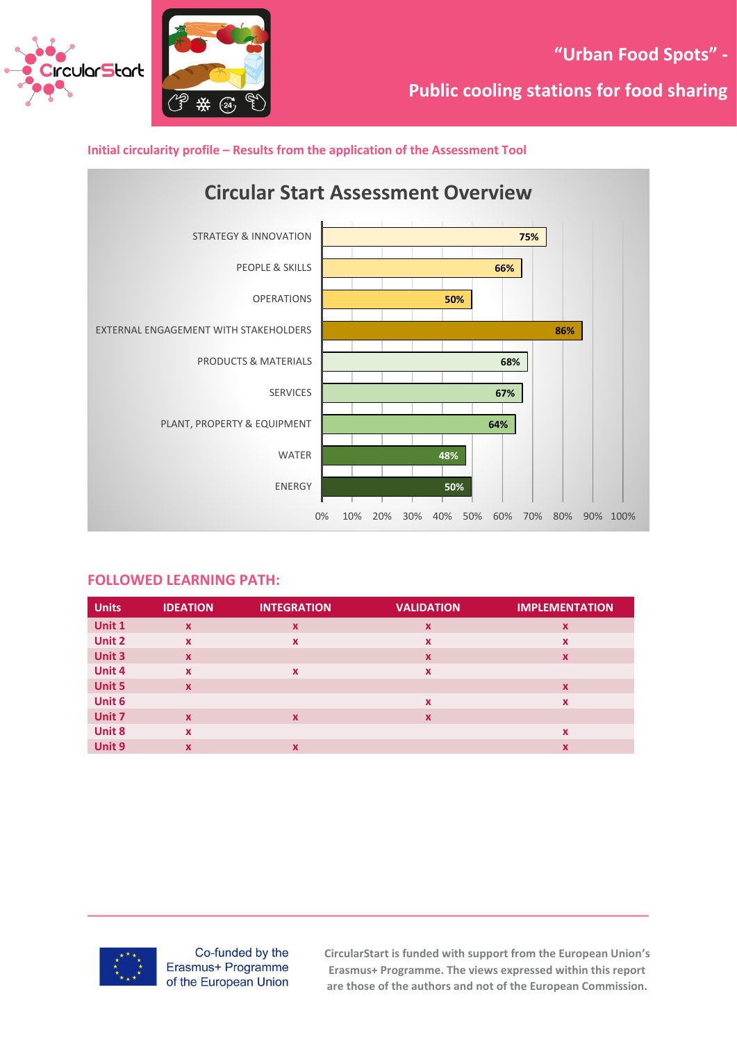Initial circularity profile – Results from the application of the Assessment Tool

## Circular Start Assessment Overview

| Area | Score |
|---|---|
| STRATEGY & INNOVATION | 75% |
| PEOPLE & SKILLS | 66% |
| OPERATIONS | 50% |
| EXTERNAL ENGAGEMENT WITH STAKEHOLDERS | 86% |
| PRODUCTS & MATERIALS | 68% |
| SERVICES | 67% |
| PLANT, PROPERTY & EQUIPMENT | 64% |
| WATER | 48% |
| ENERGY | 50% |

## FOLLOWED LEARNING PATH:

| Units | IDEATION | INTEGRATION | VALIDATION | IMPLEMENTATION |
|---|---|---|---|---|
| Unit 1 | x | x | x | x |
| Unit 2 | x | x | x | x |
| Unit 3 | x | | x | x |
| Unit 4 | x | x | x | |
| Unit 5 | x | | | x |
| Unit 6 | | | x | x |
| Unit 7 | x | x | x | |
| Unit 8 | x | | | x |
| Unit 9 | x | x | | x |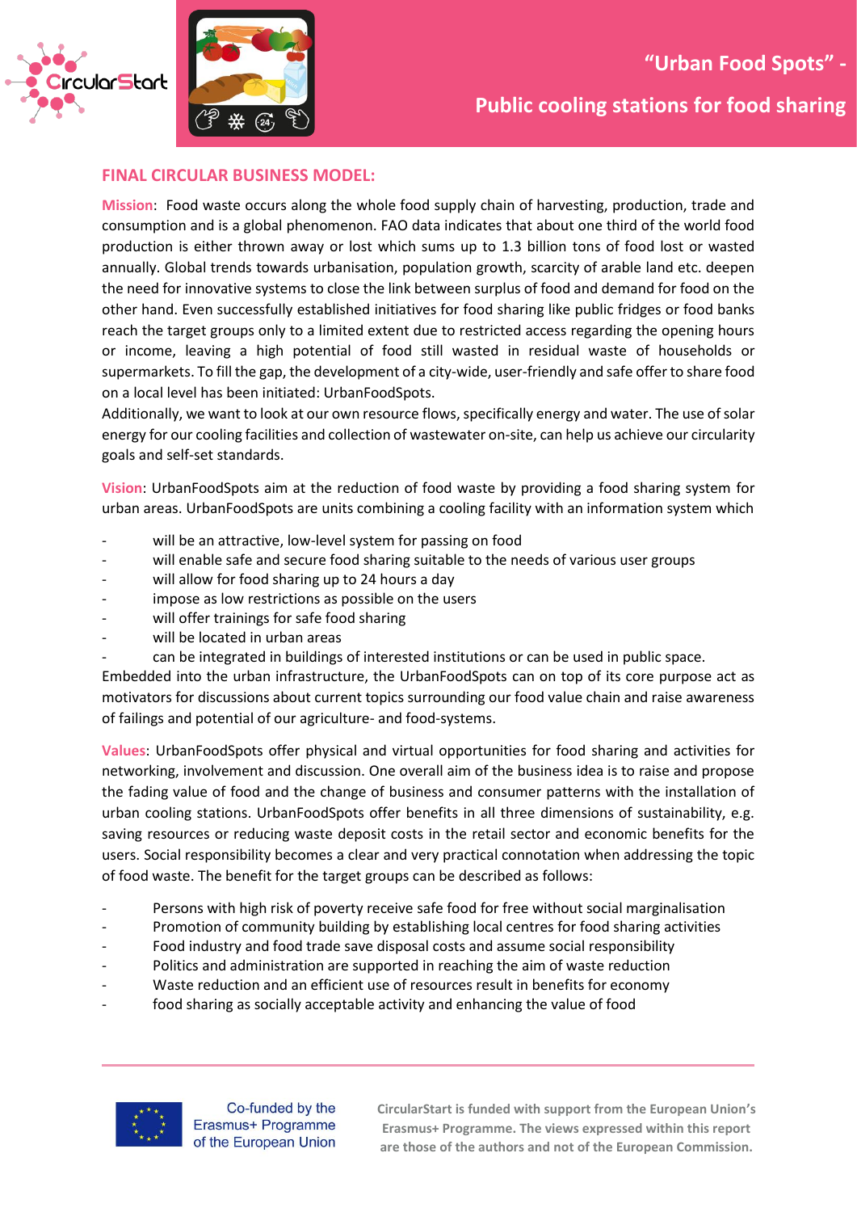## FINAL CIRCULAR BUSINESS MODEL:

**Mission**: Food waste occurs along the whole food supply chain of harvesting, production, trade and consumption and is a global phenomenon. FAO data indicates that about one third of the world food production is either thrown away or lost which sums up to 1.3 billion tons of food lost or wasted annually. Global trends towards urbanisation, population growth, scarcity of arable land etc. deepen the need for innovative systems to close the link between surplus of food and demand for food on the other hand. Even successfully established initiatives for food sharing like public fridges or food banks reach the target groups only to a limited extent due to restricted access regarding the opening hours or income, leaving a high potential of food still wasted in residual waste of households or supermarkets. To fill the gap, the development of a city-wide, user-friendly and safe offer to share food on a local level has been initiated: UrbanFoodSpots.

Additionally, we want to look at our own resource flows, specifically energy and water. The use of solar energy for our cooling facilities and collection of wastewater on-site, can help us achieve our circularity goals and self-set standards.

**Vision**: UrbanFoodSpots aim at the reduction of food waste by providing a food sharing system for urban areas. UrbanFoodSpots are units combining a cooling facility with an information system which

- will be an attractive, low-level system for passing on food
- will enable safe and secure food sharing suitable to the needs of various user groups
- will allow for food sharing up to 24 hours a day
- impose as low restrictions as possible on the users
- will offer trainings for safe food sharing
- will be located in urban areas
- can be integrated in buildings of interested institutions or can be used in public space.

Embedded into the urban infrastructure, the UrbanFoodSpots can on top of its core purpose act as motivators for discussions about current topics surrounding our food value chain and raise awareness of failings and potential of our agriculture- and food-systems.

**Values**: UrbanFoodSpots offer physical and virtual opportunities for food sharing and activities for networking, involvement and discussion. One overall aim of the business idea is to raise and propose the fading value of food and the change of business and consumer patterns with the installation of urban cooling stations. UrbanFoodSpots offer benefits in all three dimensions of sustainability, e.g. saving resources or reducing waste deposit costs in the retail sector and economic benefits for the users. Social responsibility becomes a clear and very practical connotation when addressing the topic of food waste. The benefit for the target groups can be described as follows:

- Persons with high risk of poverty receive safe food for free without social marginalisation
- Promotion of community building by establishing local centres for food sharing activities
- Food industry and food trade save disposal costs and assume social responsibility
- Politics and administration are supported in reaching the aim of waste reduction
- Waste reduction and an efficient use of resources result in benefits for economy
- food sharing as socially acceptable activity and enhancing the value of food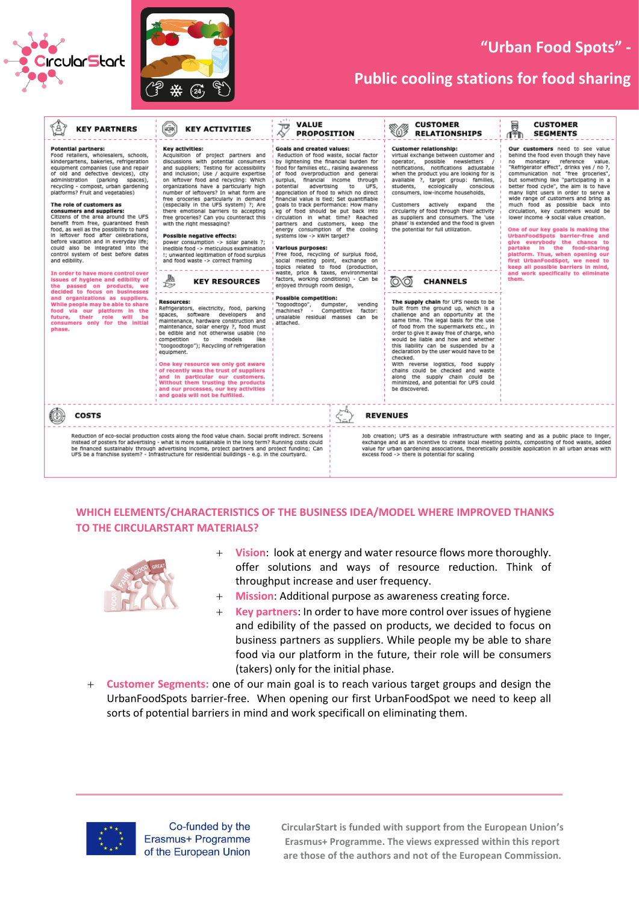# "Urban Food Spots" - Public cooling stations for food sharing

## KEY PARTNERS

**Potential partners:**
Food retailers, wholesalers, schools, kindergartens, bakeries, refrigeration equipment companies (use and repair of old and defective devices), city administration (parking spaces), recycling - compost, urban gardening platforms? Fruit and vegetables)

**The role of customers as consumers and suppliers:**
Citizens of the area around the UFS benefit from free, guaranteed fresh food, as well as the possibility to hand in leftover food after celebrations, before vacation and in everyday life; could also be integrated into the control system of best before dates and edibility.

In order to have more control over issues of hygiene and edibility of the passed on products, we decided to focus on businesses and organizations as suppliers. While people may be able to share food via our platform in the future, their role will be consumers only for the initial phase.

## KEY ACTIVITIES

**Key activities:**
Acquisition of project partners and discussions with potential consumers and suppliers; Testing for accessibility and inclusion; Use / acquire expertise on leftover food and recycling: Which organizations have a particularly high number of leftovers? In what form are free groceries particularly in demand (especially in the UFS system) ?; Are there emotional barriers to accepting free groceries? Can you counteract this with the right messaging?

**Possible negative effects:**
power consumption -> solar panels ?; inedible food -> meticulous examination !; unwanted legitimation of food surplus and food waste -> correct framing

## KEY RESOURCES

**Resources:**
Refrigerators, electricity, food, parking spaces, software developers and maintenance, hardware construction and maintenance, solar energy ?, food must be edible and not otherwise usable (no competition to models like "toogoodtogo"); Recycling of refrigeration equipment.

One key resource we only got aware of recently was the trust of suppliers and in particular our customers. Without them trusting the products and our processes, our key activities and goals will not be fulfilled.

## VALUE PROPOSITION

**Goals and created values:**
Reduction of food waste, social factor by lightening the financial burden for food for families etc., raising awareness of food overproduction and general surplus, financial income through potential advertising to UFS, appreciation of food to which no direct financial value is tied; Set quantifiable goals to track performance: How many kg of food should be put back into circulation in what time? Reached partners and customers, keep the energy consumption of the cooling systems low -> kWH target?

**Various purposes:**
Free food, recycling of surplus food, social meeting point, exchange on topics related to food (production, waste, price & taxes, environmental factors, working conditions) - Can be enjoyed through room design,

**Possible competition:**
"toogoodtogo", dumpster, vending machines? - Competitive factor: unsalable residual masses can be attached.

## CUSTOMER RELATIONSHIPS

**Customer relationship:**
virtual exchange between customer and operator, possible newsletters / notifications, notifications adjustable when the product you are looking for is available ?, target group: families, students, ecologically conscious consumers, low-income households,

Customers actively expand the circularity of food through their activity as suppliers and consumers. The 'use phase' is extended and the food is given the potential for full utilization.

## CHANNELS

**The supply chain** for UFS needs to be built from the ground up, which is a challenge and an opportunity at the same time. The legal basis for the use of food from the supermarkets etc., in order to give it away free of charge, who would be liable and how and whether this liability can be suspended by a declaration by the user would have to be checked.
With reverse logistics, food supply chains could be checked and waste along the supply chain could be minimized, and potential for UFS could be discovered.

## CUSTOMER SEGMENTS

**Our customers** need to see value behind the food even though they have no monetary reference value. "Refrigerator effect", drinks yes / no ?, communication not "free groceries", but something like "participating in a better food cycle", the aim is to have many light users in order to serve a wide range of customers and bring as much food as possible back into circulation, key customers would be lower income → social value creation.

One of our key goals is making the UrbanFoodSpots barrier-free and give everybody the chance to partake in the food-sharing platform. Thus, when opening our first UrbanFoodSpot, we need to keep all possible barriers in mind, and work specifically to eliminate them.

## COSTS

Reduction of eco-social production costs along the food value chain. Social profit indirect. Screens instead of posters for advertising - what is more sustainable in the long term? Running costs could be financed sustainably through advertising income, project partners and project funding; Can UFS be a franchise system? - Infrastructure for residential buildings - e.g. in the courtyard.

## REVENUES

Job creation; UFS as a desirable infrastructure with seating and as a public place to linger, exchange and as an incentive to create local meeting points, composting of food waste, added value for urban gardening associations, theoretically possible application in all urban areas with excess food -> there is potential for scaling

## WHICH ELEMENTS/CHARACTERISTICS OF THE BUSINESS IDEA/MODEL WHERE IMPROVED THANKS TO THE CIRCULARSTART MATERIALS?

- **Vision**: look at energy and water resource flows more thoroughly. offer solutions and ways of resource reduction. Think of throughput increase and user frequency.
- **Mission**: Additional purpose as awareness creating force.
- **Key partners**: In order to have more control over issues of hygiene and edibility of the passed on products, we decided to focus on business partners as suppliers. While people my be able to share food via our platform in the future, their role will be consumers (takers) only for the initial phase.
- **Customer Segments:** one of our main goal is to reach various target groups and design the UrbanFoodSpots barrier-free. When opening our first UrbanFoodSpot we need to keep all sorts of potential barriers in mind and work specificall on eliminating them.

Co-funded by the Erasmus+ Programme of the European Union

CircularStart is funded with support from the European Union's Erasmus+ Programme. The views expressed within this report are those of the authors and not of the European Commission.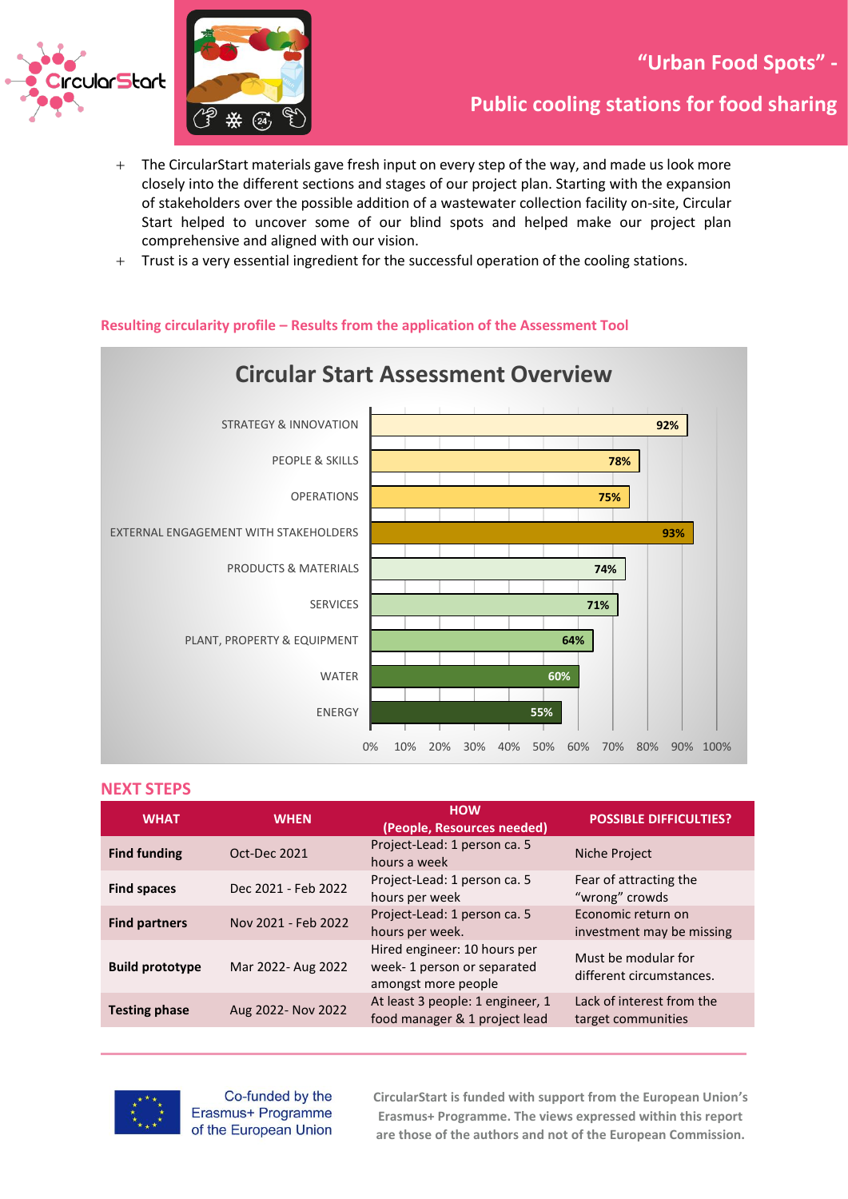- The CircularStart materials gave fresh input on every step of the way, and made us look more closely into the different sections and stages of our project plan. Starting with the expansion of stakeholders over the possible addition of a wastewater collection facility on-site, Circular Start helped to uncover some of our blind spots and helped make our project plan comprehensive and aligned with our vision.
- Trust is a very essential ingredient for the successful operation of the cooling stations.

## Resulting circularity profile – Results from the application of the Assessment Tool

**Circular Start Assessment Overview**

| Category | Score |
|---|---|
| STRATEGY & INNOVATION | 92% |
| PEOPLE & SKILLS | 78% |
| OPERATIONS | 75% |
| EXTERNAL ENGAGEMENT WITH STAKEHOLDERS | 93% |
| PRODUCTS & MATERIALS | 74% |
| SERVICES | 71% |
| PLANT, PROPERTY & EQUIPMENT | 64% |
| WATER | 60% |
| ENERGY | 55% |

## NEXT STEPS

| WHAT | WHEN | HOW (People, Resources needed) | POSSIBLE DIFFICULTIES? |
|---|---|---|---|
| **Find funding** | Oct-Dec 2021 | Project-Lead: 1 person ca. 5 hours a week | Niche Project |
| **Find spaces** | Dec 2021 - Feb 2022 | Project-Lead: 1 person ca. 5 hours per week | Fear of attracting the "wrong" crowds |
| **Find partners** | Nov 2021 - Feb 2022 | Project-Lead: 1 person ca. 5 hours per week. | Economic return on investment may be missing |
| **Build prototype** | Mar 2022- Aug 2022 | Hired engineer: 10 hours per week- 1 person or separated amongst more people | Must be modular for different circumstances. |
| **Testing phase** | Aug 2022- Nov 2022 | At least 3 people: 1 engineer, 1 food manager & 1 project lead | Lack of interest from the target communities |

Co-funded by the Erasmus+ Programme of the European Union

CircularStart is funded with support from the European Union's Erasmus+ Programme. The views expressed within this report are those of the authors and not of the European Commission.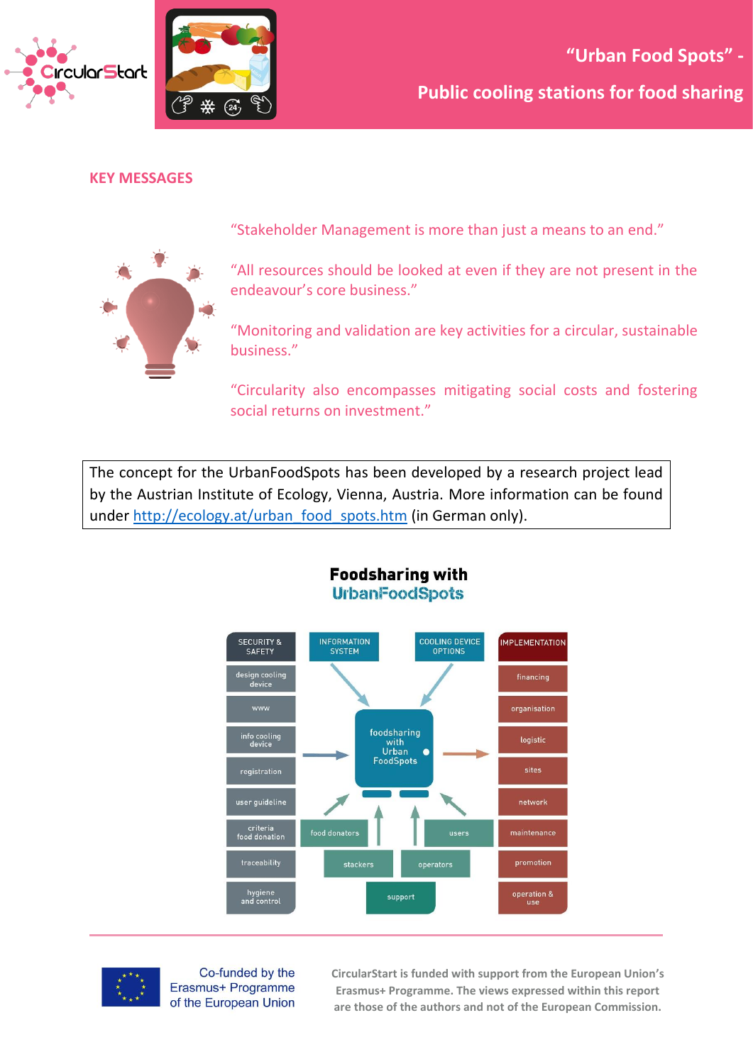# "Urban Food Spots" - Public cooling stations for food sharing

## KEY MESSAGES

"Stakeholder Management is more than just a means to an end."

"All resources should be looked at even if they are not present in the endeavour's core business."

"Monitoring and validation are key activities for a circular, sustainable business."

"Circularity also encompasses mitigating social costs and fostering social returns on investment."

The concept for the UrbanFoodSpots has been developed by a research project lead by the Austrian Institute of Ecology, Vienna, Austria. More information can be found under http://ecology.at/urban_food_spots.htm (in German only).

**Foodsharing with UrbanFoodSpots**

SECURITY & SAFETY
design cooling device
www
info cooling device
registration
user guideline
criteria food donation
traceability
hygiene and control

INFORMATION SYSTEM

COOLING DEVICE OPTIONS

foodsharing with Urban FoodSpots

food donators
users
stackers
operators
support

IMPLEMENTATION
financing
organisation
logistic
sites
network
maintenance
promotion
operation & use

Co-funded by the Erasmus+ Programme of the European Union

CircularStart is funded with support from the European Union's Erasmus+ Programme. The views expressed within this report are those of the authors and not of the European Commission.